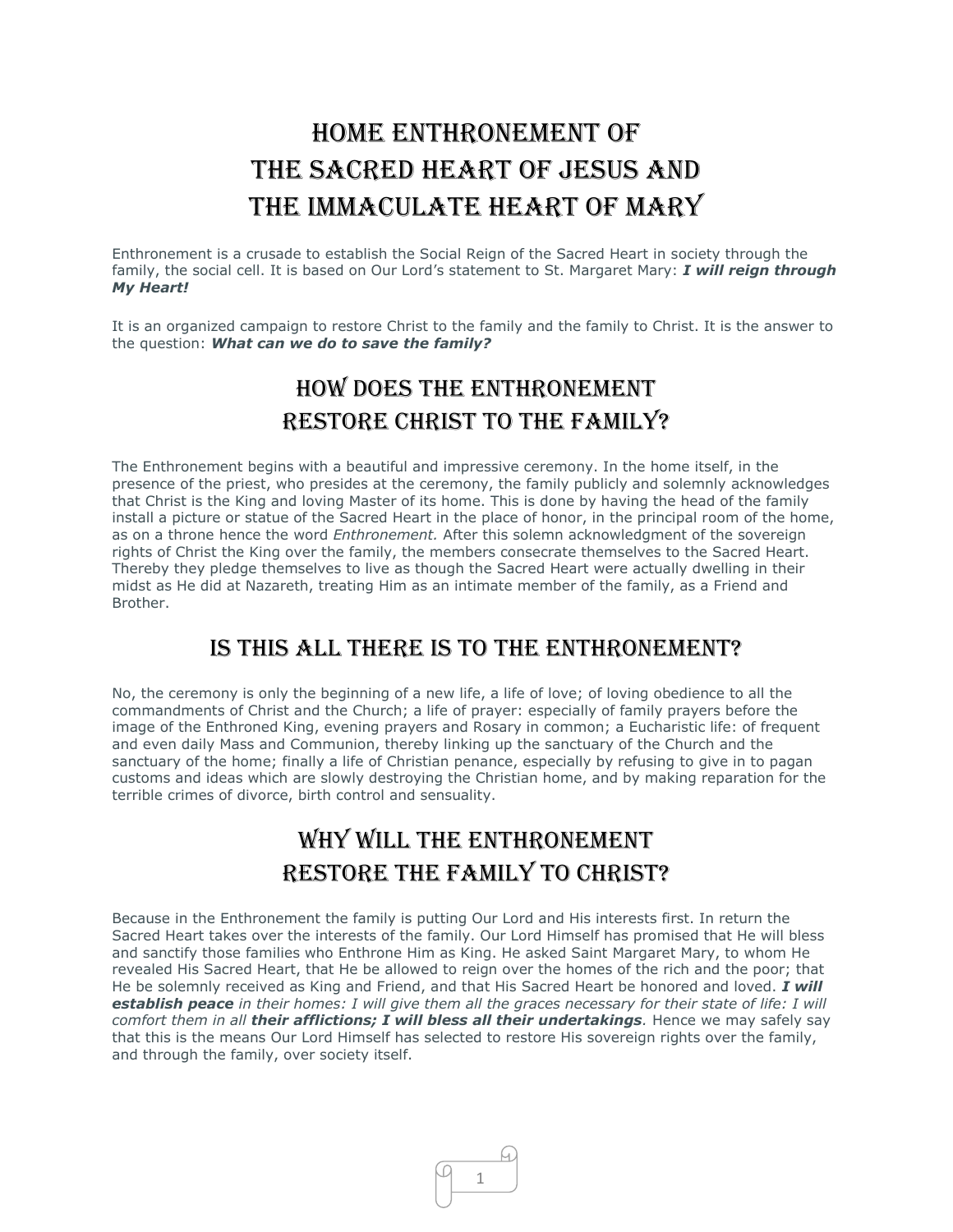# HOME ENTHRONEMENT OF THE SACRED HEART OF JESUS AND THE IMMACULATE HEART OF MARY

Enthronement is a crusade to establish the Social Reign of the Sacred Heart in society through the family, the social cell. It is based on Our Lord's statement to St. Margaret Mary: ***I will reign through My Heart!***

It is an organized campaign to restore Christ to the family and the family to Christ. It is the answer to the question: ***What can we do to save the family?***

## HOW DOES THE ENTHRONEMENT RESTORE CHRIST TO THE FAMILY?

The Enthronement begins with a beautiful and impressive ceremony. In the home itself, in the presence of the priest, who presides at the ceremony, the family publicly and solemnly acknowledges that Christ is the King and loving Master of its home. This is done by having the head of the family install a picture or statue of the Sacred Heart in the place of honor, in the principal room of the home, as on a throne hence the word *Enthronement.* After this solemn acknowledgment of the sovereign rights of Christ the King over the family, the members consecrate themselves to the Sacred Heart. Thereby they pledge themselves to live as though the Sacred Heart were actually dwelling in their midst as He did at Nazareth, treating Him as an intimate member of the family, as a Friend and Brother.

## IS THIS ALL THERE IS TO THE ENTHRONEMENT?

No, the ceremony is only the beginning of a new life, a life of love; of loving obedience to all the commandments of Christ and the Church; a life of prayer: especially of family prayers before the image of the Enthroned King, evening prayers and Rosary in common; a Eucharistic life: of frequent and even daily Mass and Communion, thereby linking up the sanctuary of the Church and the sanctuary of the home; finally a life of Christian penance, especially by refusing to give in to pagan customs and ideas which are slowly destroying the Christian home, and by making reparation for the terrible crimes of divorce, birth control and sensuality.

## WHY WILL THE ENTHRONEMENT RESTORE THE FAMILY TO CHRIST?

Because in the Enthronement the family is putting Our Lord and His interests first. In return the Sacred Heart takes over the interests of the family. Our Lord Himself has promised that He will bless and sanctify those families who Enthrone Him as King. He asked Saint Margaret Mary, to whom He revealed His Sacred Heart, that He be allowed to reign over the homes of the rich and the poor; that He be solemnly received as King and Friend, and that His Sacred Heart be honored and loved. ***I will establish peace*** *in their homes: I will give them all the graces necessary for their state of life: I will comfort them in all* ***their afflictions; I will bless all their undertakings****.* Hence we may safely say that this is the means Our Lord Himself has selected to restore His sovereign rights over the family, and through the family, over society itself.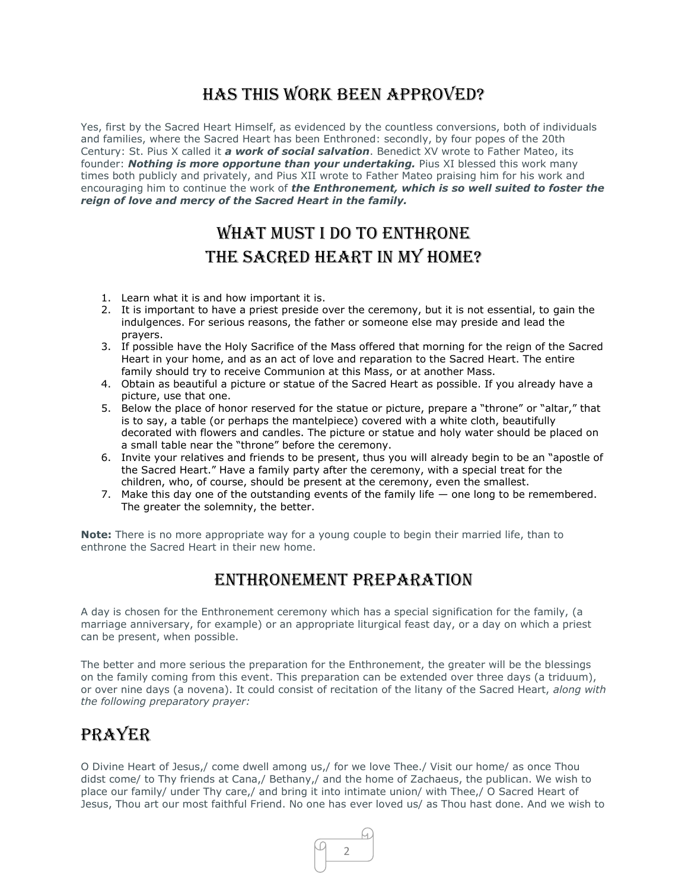## Has This Work Been Approved?

Yes, first by the Sacred Heart Himself, as evidenced by the countless conversions, both of individuals and families, where the Sacred Heart has been Enthroned: secondly, by four popes of the 20th Century: St. Pius X called it ***a work of social salvation***. Benedict XV wrote to Father Mateo, its founder: ***Nothing is more opportune than your undertaking.*** Pius XI blessed this work many times both publicly and privately, and Pius XII wrote to Father Mateo praising him for his work and encouraging him to continue the work of ***the Enthronement, which is so well suited to foster the reign of love and mercy of the Sacred Heart in the family.***

## What Must I Do to Enthrone the Sacred Heart in My Home?

1. Learn what it is and how important it is.
2. It is important to have a priest preside over the ceremony, but it is not essential, to gain the indulgences. For serious reasons, the father or someone else may preside and lead the prayers.
3. If possible have the Holy Sacrifice of the Mass offered that morning for the reign of the Sacred Heart in your home, and as an act of love and reparation to the Sacred Heart. The entire family should try to receive Communion at this Mass, or at another Mass.
4. Obtain as beautiful a picture or statue of the Sacred Heart as possible. If you already have a picture, use that one.
5. Below the place of honor reserved for the statue or picture, prepare a "throne" or "altar," that is to say, a table (or perhaps the mantelpiece) covered with a white cloth, beautifully decorated with flowers and candles. The picture or statue and holy water should be placed on a small table near the "throne" before the ceremony.
6. Invite your relatives and friends to be present, thus you will already begin to be an "apostle of the Sacred Heart." Have a family party after the ceremony, with a special treat for the children, who, of course, should be present at the ceremony, even the smallest.
7. Make this day one of the outstanding events of the family life — one long to be remembered. The greater the solemnity, the better.

**Note:** There is no more appropriate way for a young couple to begin their married life, than to enthrone the Sacred Heart in their new home.

## Enthronement Preparation

A day is chosen for the Enthronement ceremony which has a special signification for the family, (a marriage anniversary, for example) or an appropriate liturgical feast day, or a day on which a priest can be present, when possible.

The better and more serious the preparation for the Enthronement, the greater will be the blessings on the family coming from this event. This preparation can be extended over three days (a triduum), or over nine days (a novena). It could consist of recitation of the litany of the Sacred Heart, *along with the following preparatory prayer:*

## Prayer

O Divine Heart of Jesus,/ come dwell among us,/ for we love Thee./ Visit our home/ as once Thou didst come/ to Thy friends at Cana,/ Bethany,/ and the home of Zachaeus, the publican. We wish to place our family/ under Thy care,/ and bring it into intimate union/ with Thee,/ O Sacred Heart of Jesus, Thou art our most faithful Friend. No one has ever loved us/ as Thou hast done. And we wish to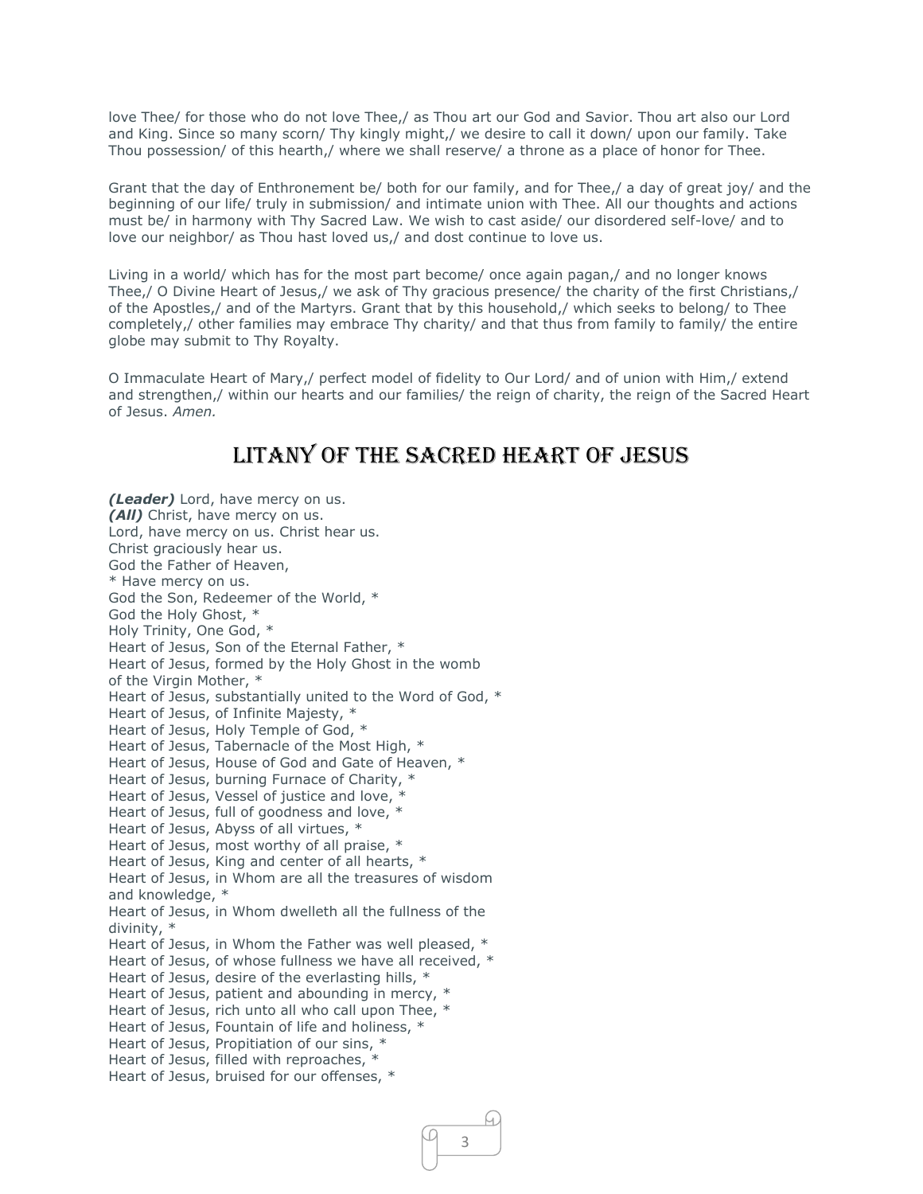love Thee/ for those who do not love Thee,/ as Thou art our God and Savior. Thou art also our Lord and King. Since so many scorn/ Thy kingly might,/ we desire to call it down/ upon our family. Take Thou possession/ of this hearth,/ where we shall reserve/ a throne as a place of honor for Thee.

Grant that the day of Enthronement be/ both for our family, and for Thee,/ a day of great joy/ and the beginning of our life/ truly in submission/ and intimate union with Thee. All our thoughts and actions must be/ in harmony with Thy Sacred Law. We wish to cast aside/ our disordered self-love/ and to love our neighbor/ as Thou hast loved us,/ and dost continue to love us.

Living in a world/ which has for the most part become/ once again pagan,/ and no longer knows Thee,/ O Divine Heart of Jesus,/ we ask of Thy gracious presence/ the charity of the first Christians,/ of the Apostles,/ and of the Martyrs. Grant that by this household,/ which seeks to belong/ to Thee completely,/ other families may embrace Thy charity/ and that thus from family to family/ the entire globe may submit to Thy Royalty.

O Immaculate Heart of Mary,/ perfect model of fidelity to Our Lord/ and of union with Him,/ extend and strengthen,/ within our hearts and our families/ the reign of charity, the reign of the Sacred Heart of Jesus. *Amen.*

# Litany of the Sacred Heart of Jesus

***(Leader)*** Lord, have mercy on us.
***(All)*** Christ, have mercy on us.
Lord, have mercy on us. Christ hear us.
Christ graciously hear us.
God the Father of Heaven,
* Have mercy on us.
God the Son, Redeemer of the World, *
God the Holy Ghost, *
Holy Trinity, One God, *
Heart of Jesus, Son of the Eternal Father, *
Heart of Jesus, formed by the Holy Ghost in the womb of the Virgin Mother, *
Heart of Jesus, substantially united to the Word of God, *
Heart of Jesus, of Infinite Majesty, *
Heart of Jesus, Holy Temple of God, *
Heart of Jesus, Tabernacle of the Most High, *
Heart of Jesus, House of God and Gate of Heaven, *
Heart of Jesus, burning Furnace of Charity, *
Heart of Jesus, Vessel of justice and love, *
Heart of Jesus, full of goodness and love, *
Heart of Jesus, Abyss of all virtues, *
Heart of Jesus, most worthy of all praise, *
Heart of Jesus, King and center of all hearts, *
Heart of Jesus, in Whom are all the treasures of wisdom and knowledge, *
Heart of Jesus, in Whom dwelleth all the fullness of the divinity, *
Heart of Jesus, in Whom the Father was well pleased, *
Heart of Jesus, of whose fullness we have all received, *
Heart of Jesus, desire of the everlasting hills, *
Heart of Jesus, patient and abounding in mercy, *
Heart of Jesus, rich unto all who call upon Thee, *
Heart of Jesus, Fountain of life and holiness, *
Heart of Jesus, Propitiation of our sins, *
Heart of Jesus, filled with reproaches, *
Heart of Jesus, bruised for our offenses, *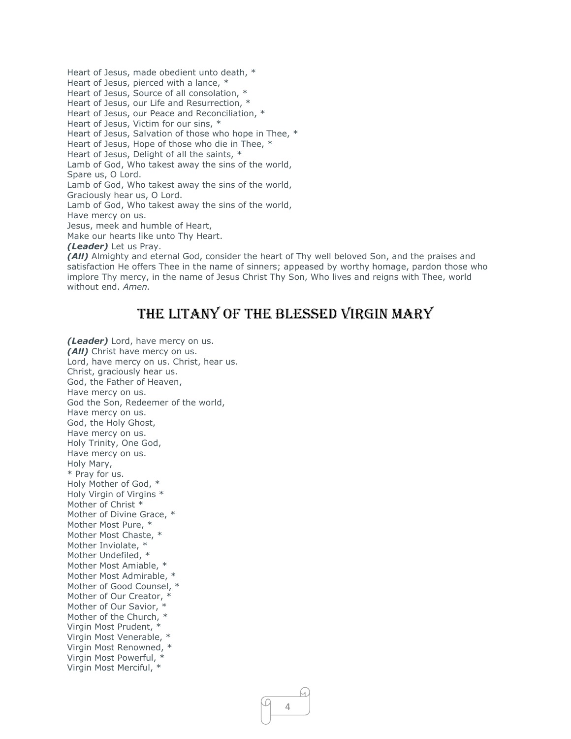Heart of Jesus, made obedient unto death, *
Heart of Jesus, pierced with a lance, *
Heart of Jesus, Source of all consolation, *
Heart of Jesus, our Life and Resurrection, *
Heart of Jesus, our Peace and Reconciliation, *
Heart of Jesus, Victim for our sins, *
Heart of Jesus, Salvation of those who hope in Thee, *
Heart of Jesus, Hope of those who die in Thee, *
Heart of Jesus, Delight of all the saints, *
Lamb of God, Who takest away the sins of the world,
Spare us, O Lord.
Lamb of God, Who takest away the sins of the world,
Graciously hear us, O Lord.
Lamb of God, Who takest away the sins of the world,
Have mercy on us.
Jesus, meek and humble of Heart,
Make our hearts like unto Thy Heart.
***(Leader)*** Let us Pray.
***(All)*** Almighty and eternal God, consider the heart of Thy well beloved Son, and the praises and satisfaction He offers Thee in the name of sinners; appeased by worthy homage, pardon those who implore Thy mercy, in the name of Jesus Christ Thy Son, Who lives and reigns with Thee, world without end. *Amen.*

## THE LITANY OF THE BLESSED VIRGIN MARY

***(Leader)*** Lord, have mercy on us.
***(All)*** Christ have mercy on us.
Lord, have mercy on us. Christ, hear us.
Christ, graciously hear us.
God, the Father of Heaven,
Have mercy on us.
God the Son, Redeemer of the world,
Have mercy on us.
God, the Holy Ghost,
Have mercy on us.
Holy Trinity, One God,
Have mercy on us.
Holy Mary,
* Pray for us.
Holy Mother of God, *
Holy Virgin of Virgins *
Mother of Christ *
Mother of Divine Grace, *
Mother Most Pure, *
Mother Most Chaste, *
Mother Inviolate, *
Mother Undefiled, *
Mother Most Amiable, *
Mother Most Admirable, *
Mother of Good Counsel, *
Mother of Our Creator, *
Mother of Our Savior, *
Mother of the Church, *
Virgin Most Prudent, *
Virgin Most Venerable, *
Virgin Most Renowned, *
Virgin Most Powerful, *
Virgin Most Merciful, *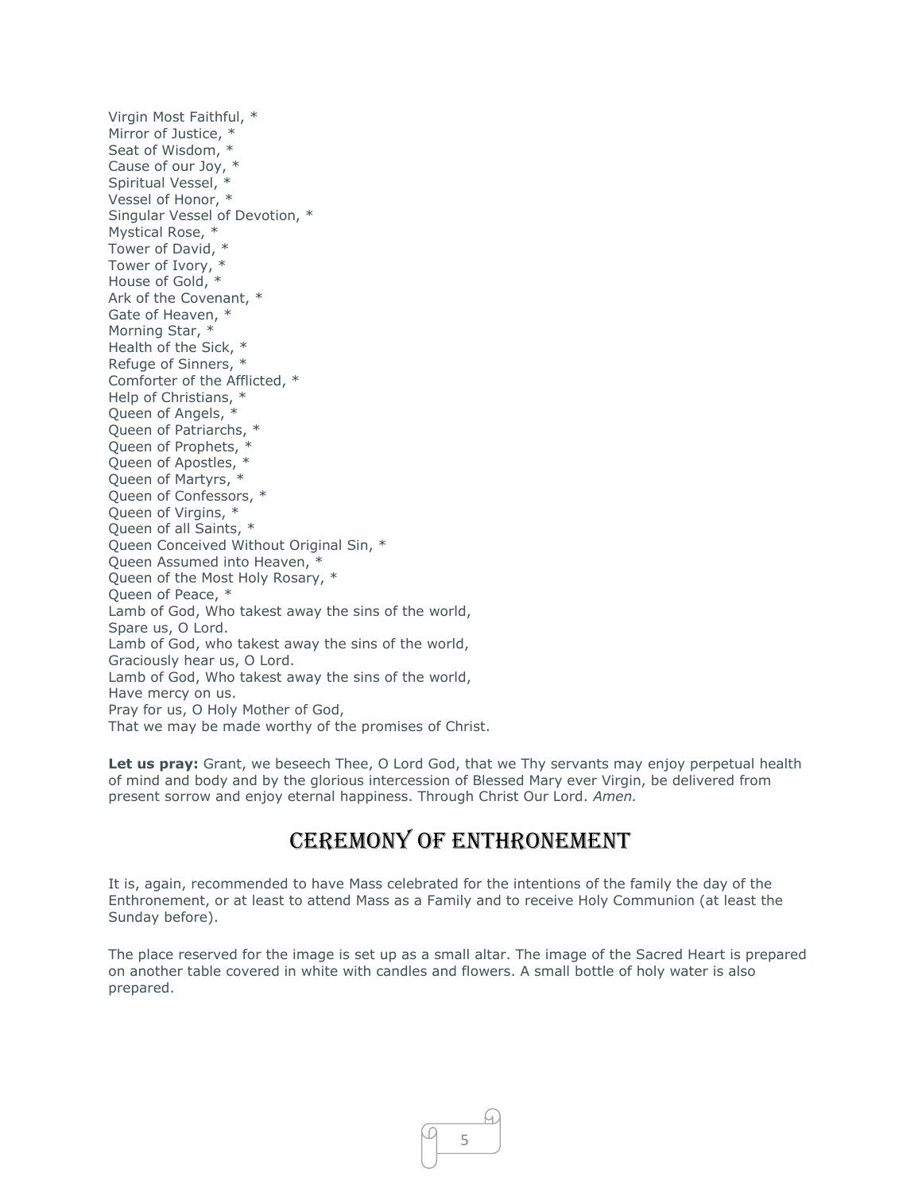Virgin Most Faithful, *
Mirror of Justice, *
Seat of Wisdom, *
Cause of our Joy, *
Spiritual Vessel, *
Vessel of Honor, *
Singular Vessel of Devotion, *
Mystical Rose, *
Tower of David, *
Tower of Ivory, *
House of Gold, *
Ark of the Covenant, *
Gate of Heaven, *
Morning Star, *
Health of the Sick, *
Refuge of Sinners, *
Comforter of the Afflicted, *
Help of Christians, *
Queen of Angels, *
Queen of Patriarchs, *
Queen of Prophets, *
Queen of Apostles, *
Queen of Martyrs, *
Queen of Confessors, *
Queen of Virgins, *
Queen of all Saints, *
Queen Conceived Without Original Sin, *
Queen Assumed into Heaven, *
Queen of the Most Holy Rosary, *
Queen of Peace, *
Lamb of God, Who takest away the sins of the world,
Spare us, O Lord.
Lamb of God, who takest away the sins of the world,
Graciously hear us, O Lord.
Lamb of God, Who takest away the sins of the world,
Have mercy on us.
Pray for us, O Holy Mother of God,
That we may be made worthy of the promises of Christ.

**Let us pray:** Grant, we beseech Thee, O Lord God, that we Thy servants may enjoy perpetual health of mind and body and by the glorious intercession of Blessed Mary ever Virgin, be delivered from present sorrow and enjoy eternal happiness. Through Christ Our Lord. *Amen.*

## Ceremony of Enthronement

It is, again, recommended to have Mass celebrated for the intentions of the family the day of the Enthronement, or at least to attend Mass as a Family and to receive Holy Communion (at least the Sunday before).

The place reserved for the image is set up as a small altar. The image of the Sacred Heart is prepared on another table covered in white with candles and flowers. A small bottle of holy water is also prepared.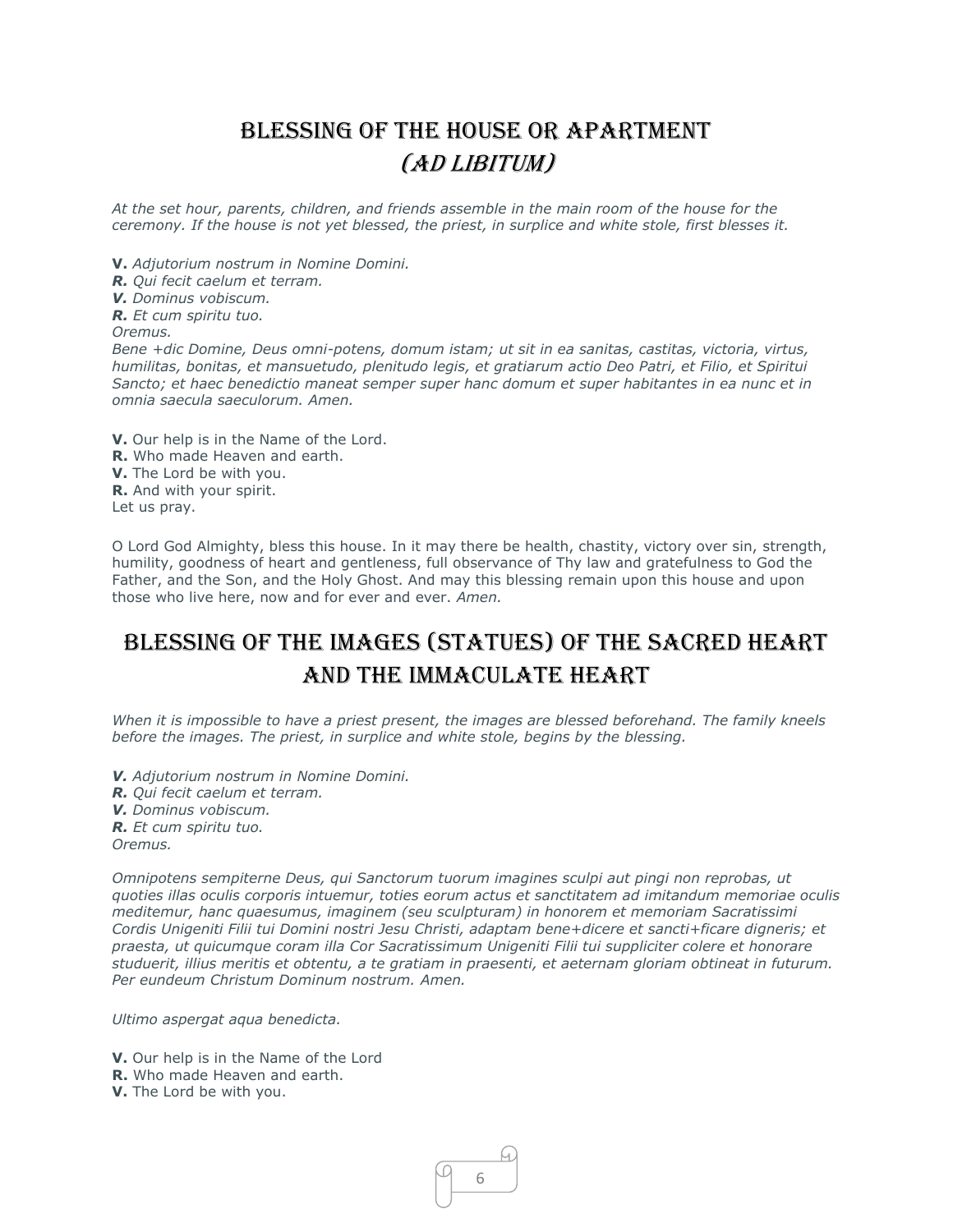# Blessing of the House or Apartment
## *(Ad Libitum)*

*At the set hour, parents, children, and friends assemble in the main room of the house for the ceremony. If the house is not yet blessed, the priest, in surplice and white stole, first blesses it.*

**V.** *Adjutorium nostrum in Nomine Domini.*
***R.*** *Qui fecit caelum et terram.*
***V.*** *Dominus vobiscum.*
***R.*** *Et cum spiritu tuo.*
*Oremus.*
*Bene +dic Domine, Deus omni-potens, domum istam; ut sit in ea sanitas, castitas, victoria, virtus, humilitas, bonitas, et mansuetudo, plenitudo legis, et gratiarum actio Deo Patri, et Filio, et Spiritui Sancto; et haec benedictio maneat semper super hanc domum et super habitantes in ea nunc et in omnia saecula saeculorum. Amen.*

**V.** Our help is in the Name of the Lord.
**R.** Who made Heaven and earth.
**V.** The Lord be with you.
**R.** And with your spirit.
Let us pray.

O Lord God Almighty, bless this house. In it may there be health, chastity, victory over sin, strength, humility, goodness of heart and gentleness, full observance of Thy law and gratefulness to God the Father, and the Son, and the Holy Ghost. And may this blessing remain upon this house and upon those who live here, now and for ever and ever. *Amen.*

# Blessing of the Images (Statues) of the Sacred Heart and the Immaculate Heart

*When it is impossible to have a priest present, the images are blessed beforehand. The family kneels before the images. The priest, in surplice and white stole, begins by the blessing.*

***V.*** *Adjutorium nostrum in Nomine Domini.*
***R.*** *Qui fecit caelum et terram.*
***V.*** *Dominus vobiscum.*
***R.*** *Et cum spiritu tuo.*
*Oremus.*

*Omnipotens sempiterne Deus, qui Sanctorum tuorum imagines sculpi aut pingi non reprobas, ut quoties illas oculis corporis intuemur, toties eorum actus et sanctitatem ad imitandum memoriae oculis meditemur, hanc quaesumus, imaginem (seu sculpturam) in honorem et memoriam Sacratissimi Cordis Unigeniti Filii tui Domini nostri Jesu Christi, adaptam bene+dicere et sancti+ficare digneris; et praesta, ut quicumque coram illa Cor Sacratissimum Unigeniti Filii tui suppliciter colere et honorare studuerit, illius meritis et obtentu, a te gratiam in praesenti, et aeternam gloriam obtineat in futurum. Per eundeum Christum Dominum nostrum. Amen.*

*Ultimo aspergat aqua benedicta.*

**V.** Our help is in the Name of the Lord
**R.** Who made Heaven and earth.
**V.** The Lord be with you.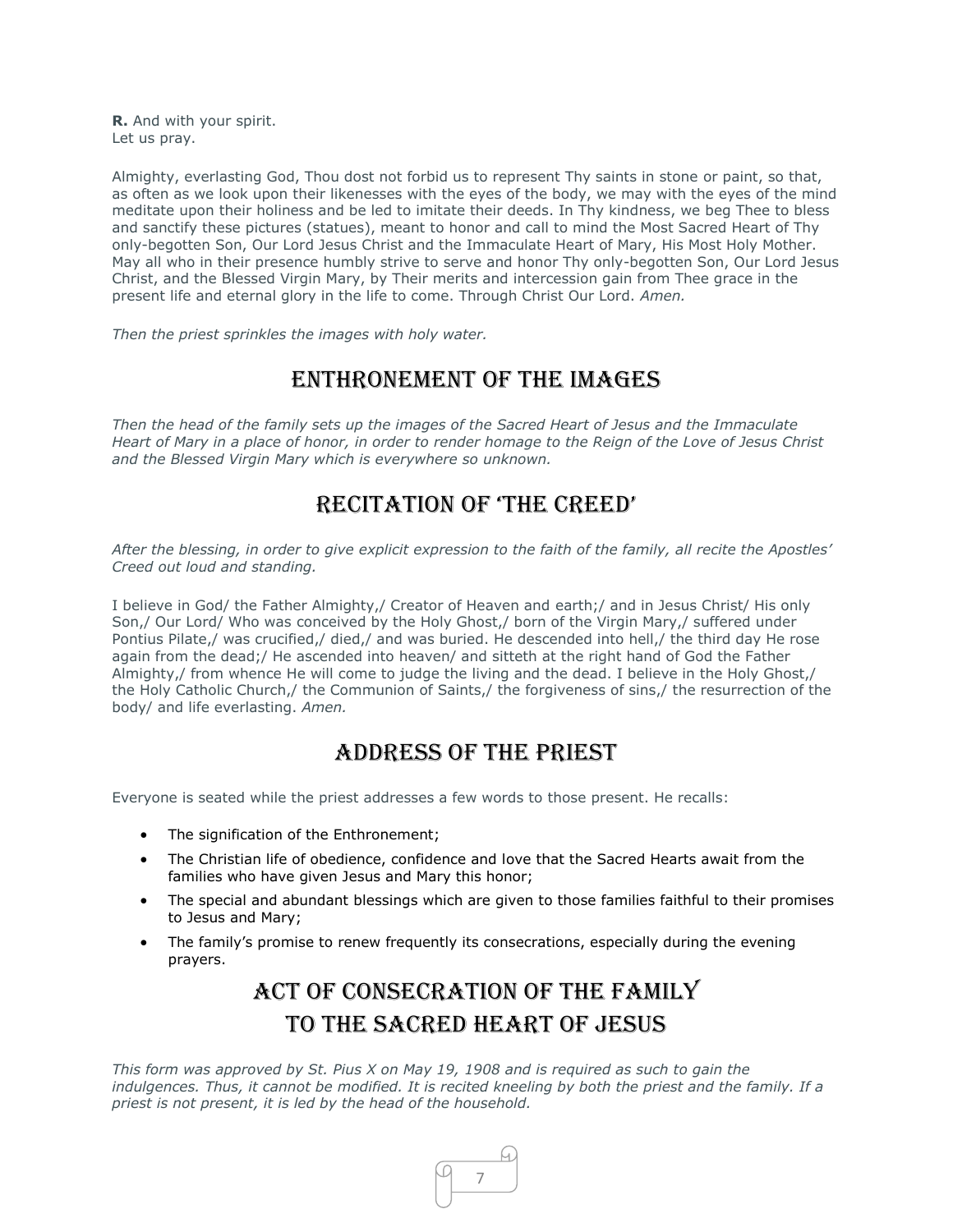**R.** And with your spirit.
Let us pray.

Almighty, everlasting God, Thou dost not forbid us to represent Thy saints in stone or paint, so that, as often as we look upon their likenesses with the eyes of the body, we may with the eyes of the mind meditate upon their holiness and be led to imitate their deeds. In Thy kindness, we beg Thee to bless and sanctify these pictures (statues), meant to honor and call to mind the Most Sacred Heart of Thy only-begotten Son, Our Lord Jesus Christ and the Immaculate Heart of Mary, His Most Holy Mother. May all who in their presence humbly strive to serve and honor Thy only-begotten Son, Our Lord Jesus Christ, and the Blessed Virgin Mary, by Their merits and intercession gain from Thee grace in the present life and eternal glory in the life to come. Through Christ Our Lord. *Amen.*

*Then the priest sprinkles the images with holy water.*

## Enthronement of the Images

*Then the head of the family sets up the images of the Sacred Heart of Jesus and the Immaculate Heart of Mary in a place of honor, in order to render homage to the Reign of the Love of Jesus Christ and the Blessed Virgin Mary which is everywhere so unknown.*

## Recitation of 'The Creed'

*After the blessing, in order to give explicit expression to the faith of the family, all recite the Apostles' Creed out loud and standing.*

I believe in God/ the Father Almighty,/ Creator of Heaven and earth;/ and in Jesus Christ/ His only Son,/ Our Lord/ Who was conceived by the Holy Ghost,/ born of the Virgin Mary,/ suffered under Pontius Pilate,/ was crucified,/ died,/ and was buried. He descended into hell,/ the third day He rose again from the dead;/ He ascended into heaven/ and sitteth at the right hand of God the Father Almighty,/ from whence He will come to judge the living and the dead. I believe in the Holy Ghost,/ the Holy Catholic Church,/ the Communion of Saints,/ the forgiveness of sins,/ the resurrection of the body/ and life everlasting. *Amen.*

## Address of the Priest

Everyone is seated while the priest addresses a few words to those present. He recalls:

- The signification of the Enthronement;
- The Christian life of obedience, confidence and love that the Sacred Hearts await from the families who have given Jesus and Mary this honor;
- The special and abundant blessings which are given to those families faithful to their promises to Jesus and Mary;
- The family's promise to renew frequently its consecrations, especially during the evening prayers.

## Act of Consecration of the Family to the Sacred Heart of Jesus

*This form was approved by St. Pius X on May 19, 1908 and is required as such to gain the indulgences. Thus, it cannot be modified. It is recited kneeling by both the priest and the family. If a priest is not present, it is led by the head of the household.*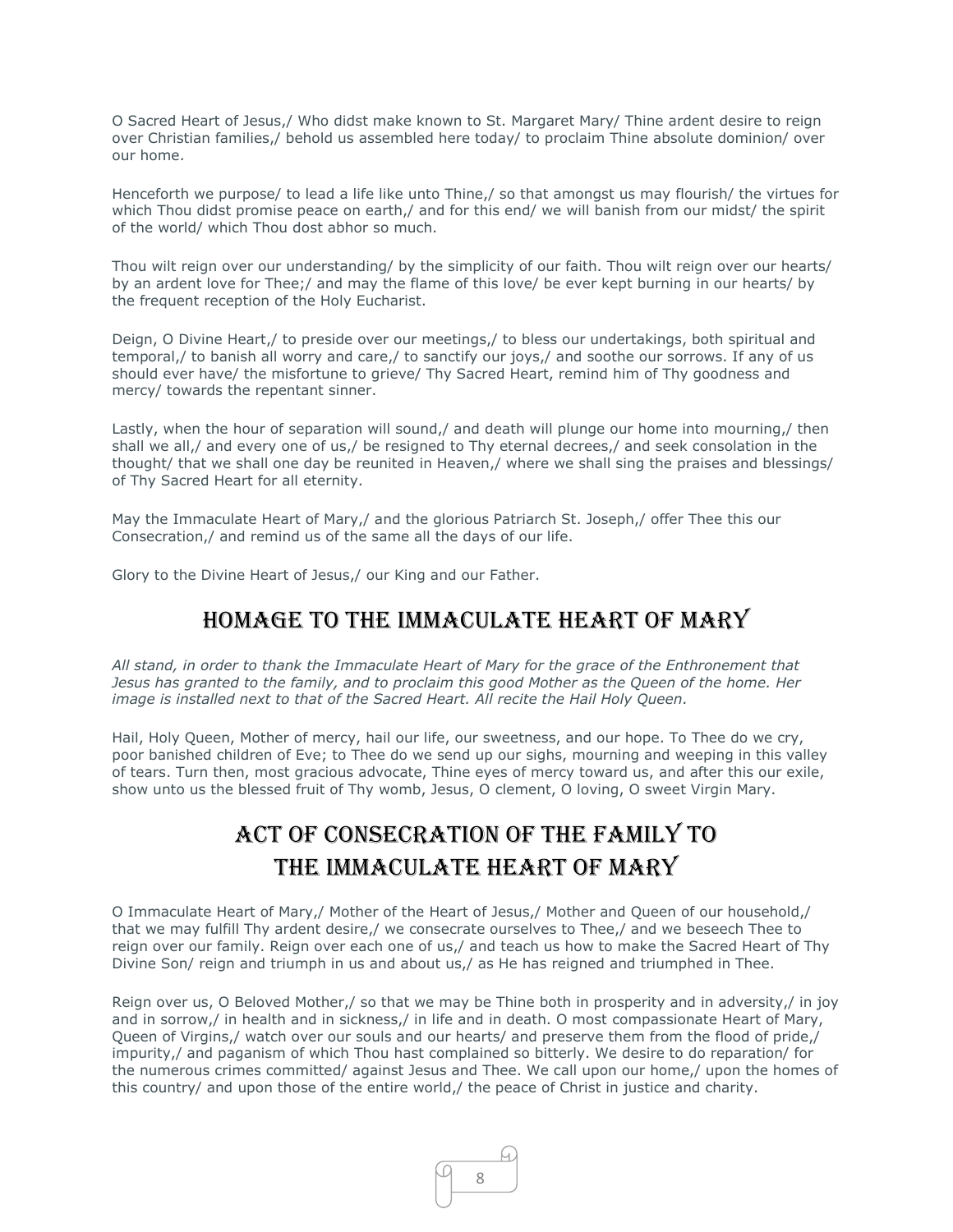O Sacred Heart of Jesus,/ Who didst make known to St. Margaret Mary/ Thine ardent desire to reign over Christian families,/ behold us assembled here today/ to proclaim Thine absolute dominion/ over our home.

Henceforth we purpose/ to lead a life like unto Thine,/ so that amongst us may flourish/ the virtues for which Thou didst promise peace on earth,/ and for this end/ we will banish from our midst/ the spirit of the world/ which Thou dost abhor so much.

Thou wilt reign over our understanding/ by the simplicity of our faith. Thou wilt reign over our hearts/ by an ardent love for Thee;/ and may the flame of this love/ be ever kept burning in our hearts/ by the frequent reception of the Holy Eucharist.

Deign, O Divine Heart,/ to preside over our meetings,/ to bless our undertakings, both spiritual and temporal,/ to banish all worry and care,/ to sanctify our joys,/ and soothe our sorrows. If any of us should ever have/ the misfortune to grieve/ Thy Sacred Heart, remind him of Thy goodness and mercy/ towards the repentant sinner.

Lastly, when the hour of separation will sound,/ and death will plunge our home into mourning,/ then shall we all,/ and every one of us,/ be resigned to Thy eternal decrees,/ and seek consolation in the thought/ that we shall one day be reunited in Heaven,/ where we shall sing the praises and blessings/ of Thy Sacred Heart for all eternity.

May the Immaculate Heart of Mary,/ and the glorious Patriarch St. Joseph,/ offer Thee this our Consecration,/ and remind us of the same all the days of our life.

Glory to the Divine Heart of Jesus,/ our King and our Father.

## Homage to the Immaculate Heart of Mary

*All stand, in order to thank the Immaculate Heart of Mary for the grace of the Enthronement that Jesus has granted to the family, and to proclaim this good Mother as the Queen of the home. Her image is installed next to that of the Sacred Heart. All recite the Hail Holy Queen.*

Hail, Holy Queen, Mother of mercy, hail our life, our sweetness, and our hope. To Thee do we cry, poor banished children of Eve; to Thee do we send up our sighs, mourning and weeping in this valley of tears. Turn then, most gracious advocate, Thine eyes of mercy toward us, and after this our exile, show unto us the blessed fruit of Thy womb, Jesus, O clement, O loving, O sweet Virgin Mary.

## Act of Consecration of the Family to the Immaculate Heart of Mary

O Immaculate Heart of Mary,/ Mother of the Heart of Jesus,/ Mother and Queen of our household,/ that we may fulfill Thy ardent desire,/ we consecrate ourselves to Thee,/ and we beseech Thee to reign over our family. Reign over each one of us,/ and teach us how to make the Sacred Heart of Thy Divine Son/ reign and triumph in us and about us,/ as He has reigned and triumphed in Thee.

Reign over us, O Beloved Mother,/ so that we may be Thine both in prosperity and in adversity,/ in joy and in sorrow,/ in health and in sickness,/ in life and in death. O most compassionate Heart of Mary, Queen of Virgins,/ watch over our souls and our hearts/ and preserve them from the flood of pride,/ impurity,/ and paganism of which Thou hast complained so bitterly. We desire to do reparation/ for the numerous crimes committed/ against Jesus and Thee. We call upon our home,/ upon the homes of this country/ and upon those of the entire world,/ the peace of Christ in justice and charity.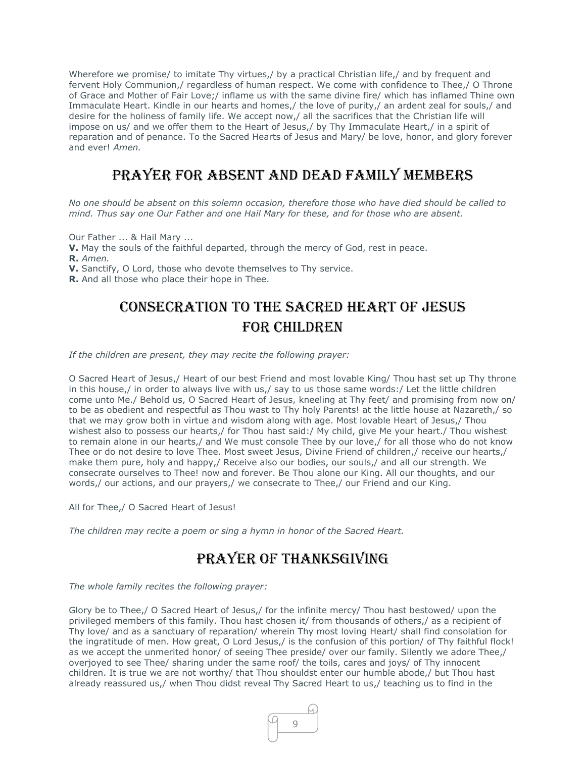Wherefore we promise/ to imitate Thy virtues,/ by a practical Christian life,/ and by frequent and fervent Holy Communion,/ regardless of human respect. We come with confidence to Thee,/ O Throne of Grace and Mother of Fair Love;/ inflame us with the same divine fire/ which has inflamed Thine own Immaculate Heart. Kindle in our hearts and homes,/ the love of purity,/ an ardent zeal for souls,/ and desire for the holiness of family life. We accept now,/ all the sacrifices that the Christian life will impose on us/ and we offer them to the Heart of Jesus,/ by Thy Immaculate Heart,/ in a spirit of reparation and of penance. To the Sacred Hearts of Jesus and Mary/ be love, honor, and glory forever and ever! *Amen.*

## Prayer for Absent and Dead Family Members

*No one should be absent on this solemn occasion, therefore those who have died should be called to mind. Thus say one Our Father and one Hail Mary for these, and for those who are absent.*

Our Father ... & Hail Mary ...
**V.** May the souls of the faithful departed, through the mercy of God, rest in peace.
**R.** *Amen.*
**V.** Sanctify, O Lord, those who devote themselves to Thy service.
**R.** And all those who place their hope in Thee.

## Consecration to the Sacred Heart of Jesus for Children

*If the children are present, they may recite the following prayer:*

O Sacred Heart of Jesus,/ Heart of our best Friend and most lovable King/ Thou hast set up Thy throne in this house,/ in order to always live with us,/ say to us those same words:/ Let the little children come unto Me./ Behold us, O Sacred Heart of Jesus, kneeling at Thy feet/ and promising from now on/ to be as obedient and respectful as Thou wast to Thy holy Parents! at the little house at Nazareth,/ so that we may grow both in virtue and wisdom along with age. Most lovable Heart of Jesus,/ Thou wishest also to possess our hearts,/ for Thou hast said:/ My child, give Me your heart./ Thou wishest to remain alone in our hearts,/ and We must console Thee by our love,/ for all those who do not know Thee or do not desire to love Thee. Most sweet Jesus, Divine Friend of children,/ receive our hearts,/ make them pure, holy and happy,/ Receive also our bodies, our souls,/ and all our strength. We consecrate ourselves to Thee! now and forever. Be Thou alone our King. All our thoughts, and our words,/ our actions, and our prayers,/ we consecrate to Thee,/ our Friend and our King.

All for Thee,/ O Sacred Heart of Jesus!

*The children may recite a poem or sing a hymn in honor of the Sacred Heart.*

## Prayer of Thanksgiving

*The whole family recites the following prayer:*

Glory be to Thee,/ O Sacred Heart of Jesus,/ for the infinite mercy/ Thou hast bestowed/ upon the privileged members of this family. Thou hast chosen it/ from thousands of others,/ as a recipient of Thy love/ and as a sanctuary of reparation/ wherein Thy most loving Heart/ shall find consolation for the ingratitude of men. How great, O Lord Jesus,/ is the confusion of this portion/ of Thy faithful flock! as we accept the unmerited honor/ of seeing Thee preside/ over our family. Silently we adore Thee,/ overjoyed to see Thee/ sharing under the same roof/ the toils, cares and joys/ of Thy innocent children. It is true we are not worthy/ that Thou shouldst enter our humble abode,/ but Thou hast already reassured us,/ when Thou didst reveal Thy Sacred Heart to us,/ teaching us to find in the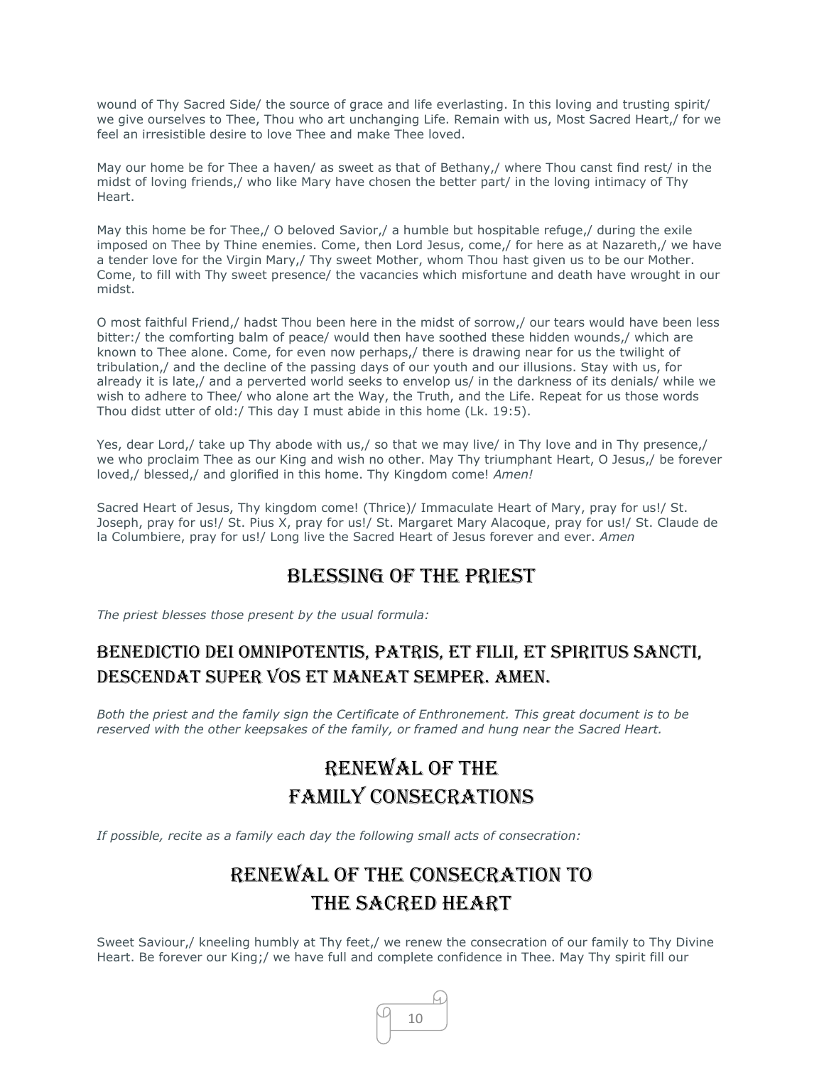wound of Thy Sacred Side/ the source of grace and life everlasting. In this loving and trusting spirit/ we give ourselves to Thee, Thou who art unchanging Life. Remain with us, Most Sacred Heart,/ for we feel an irresistible desire to love Thee and make Thee loved.

May our home be for Thee a haven/ as sweet as that of Bethany,/ where Thou canst find rest/ in the midst of loving friends,/ who like Mary have chosen the better part/ in the loving intimacy of Thy Heart.

May this home be for Thee,/ O beloved Savior,/ a humble but hospitable refuge,/ during the exile imposed on Thee by Thine enemies. Come, then Lord Jesus, come,/ for here as at Nazareth,/ we have a tender love for the Virgin Mary,/ Thy sweet Mother, whom Thou hast given us to be our Mother. Come, to fill with Thy sweet presence/ the vacancies which misfortune and death have wrought in our midst.

O most faithful Friend,/ hadst Thou been here in the midst of sorrow,/ our tears would have been less bitter:/ the comforting balm of peace/ would then have soothed these hidden wounds,/ which are known to Thee alone. Come, for even now perhaps,/ there is drawing near for us the twilight of tribulation,/ and the decline of the passing days of our youth and our illusions. Stay with us, for already it is late,/ and a perverted world seeks to envelop us/ in the darkness of its denials/ while we wish to adhere to Thee/ who alone art the Way, the Truth, and the Life. Repeat for us those words Thou didst utter of old:/ This day I must abide in this home (Lk. 19:5).

Yes, dear Lord,/ take up Thy abode with us,/ so that we may live/ in Thy love and in Thy presence,/ we who proclaim Thee as our King and wish no other. May Thy triumphant Heart, O Jesus,/ be forever loved,/ blessed,/ and glorified in this home. Thy Kingdom come! *Amen!*

Sacred Heart of Jesus, Thy kingdom come! (Thrice)/ Immaculate Heart of Mary, pray for us!/ St. Joseph, pray for us!/ St. Pius X, pray for us!/ St. Margaret Mary Alacoque, pray for us!/ St. Claude de la Columbiere, pray for us!/ Long live the Sacred Heart of Jesus forever and ever. *Amen*

## Blessing of the Priest

*The priest blesses those present by the usual formula:*

### Benedictio Dei omnipotentis, Patris, et Filii, et Spiritus Sancti, descendat super vos et maneat semper. Amen.

*Both the priest and the family sign the Certificate of Enthronement. This great document is to be reserved with the other keepsakes of the family, or framed and hung near the Sacred Heart.*

## Renewal of the Family Consecrations

*If possible, recite as a family each day the following small acts of consecration:*

## Renewal of the Consecration to the Sacred Heart

Sweet Saviour,/ kneeling humbly at Thy feet,/ we renew the consecration of our family to Thy Divine Heart. Be forever our King;/ we have full and complete confidence in Thee. May Thy spirit fill our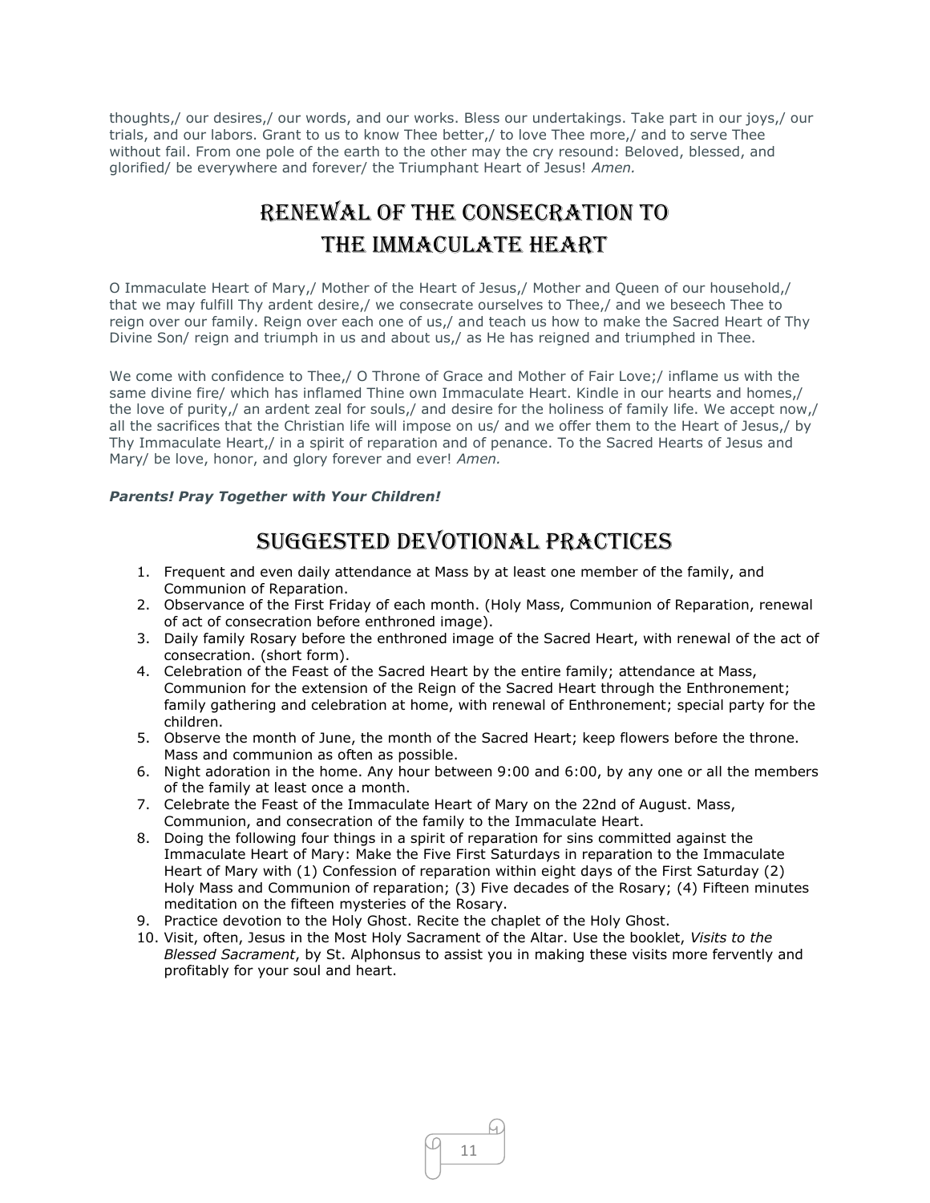thoughts,/ our desires,/ our words, and our works. Bless our undertakings. Take part in our joys,/ our trials, and our labors. Grant to us to know Thee better,/ to love Thee more,/ and to serve Thee without fail. From one pole of the earth to the other may the cry resound: Beloved, blessed, and glorified/ be everywhere and forever/ the Triumphant Heart of Jesus! *Amen.*

# Renewal of the Consecration to the Immaculate Heart

O Immaculate Heart of Mary,/ Mother of the Heart of Jesus,/ Mother and Queen of our household,/ that we may fulfill Thy ardent desire,/ we consecrate ourselves to Thee,/ and we beseech Thee to reign over our family. Reign over each one of us,/ and teach us how to make the Sacred Heart of Thy Divine Son/ reign and triumph in us and about us,/ as He has reigned and triumphed in Thee.

We come with confidence to Thee,/ O Throne of Grace and Mother of Fair Love;/ inflame us with the same divine fire/ which has inflamed Thine own Immaculate Heart. Kindle in our hearts and homes,/ the love of purity,/ an ardent zeal for souls,/ and desire for the holiness of family life. We accept now,/ all the sacrifices that the Christian life will impose on us/ and we offer them to the Heart of Jesus,/ by Thy Immaculate Heart,/ in a spirit of reparation and of penance. To the Sacred Hearts of Jesus and Mary/ be love, honor, and glory forever and ever! *Amen.*

***Parents! Pray Together with Your Children!***

# Suggested Devotional Practices

1. Frequent and even daily attendance at Mass by at least one member of the family, and Communion of Reparation.
2. Observance of the First Friday of each month. (Holy Mass, Communion of Reparation, renewal of act of consecration before enthroned image).
3. Daily family Rosary before the enthroned image of the Sacred Heart, with renewal of the act of consecration. (short form).
4. Celebration of the Feast of the Sacred Heart by the entire family; attendance at Mass, Communion for the extension of the Reign of the Sacred Heart through the Enthronement; family gathering and celebration at home, with renewal of Enthronement; special party for the children.
5. Observe the month of June, the month of the Sacred Heart; keep flowers before the throne. Mass and communion as often as possible.
6. Night adoration in the home. Any hour between 9:00 and 6:00, by any one or all the members of the family at least once a month.
7. Celebrate the Feast of the Immaculate Heart of Mary on the 22nd of August. Mass, Communion, and consecration of the family to the Immaculate Heart.
8. Doing the following four things in a spirit of reparation for sins committed against the Immaculate Heart of Mary: Make the Five First Saturdays in reparation to the Immaculate Heart of Mary with (1) Confession of reparation within eight days of the First Saturday (2) Holy Mass and Communion of reparation; (3) Five decades of the Rosary; (4) Fifteen minutes meditation on the fifteen mysteries of the Rosary.
9. Practice devotion to the Holy Ghost. Recite the chaplet of the Holy Ghost.
10. Visit, often, Jesus in the Most Holy Sacrament of the Altar. Use the booklet, *Visits to the Blessed Sacrament*, by St. Alphonsus to assist you in making these visits more fervently and profitably for your soul and heart.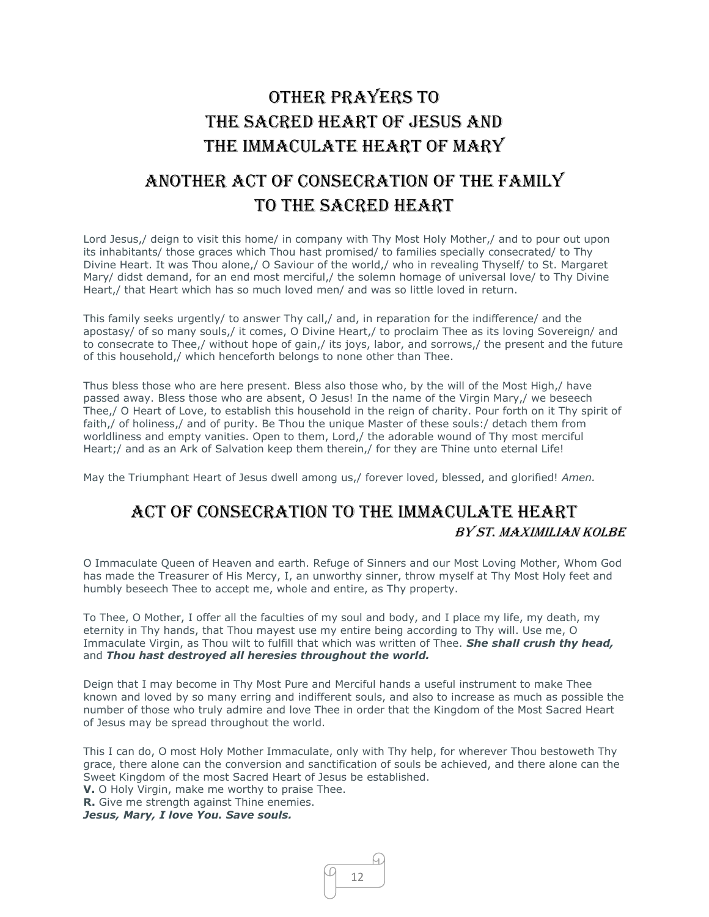# Other Prayers to The Sacred Heart of Jesus and The Immaculate Heart of Mary

## Another Act of Consecration of the Family to the Sacred Heart

Lord Jesus,/ deign to visit this home/ in company with Thy Most Holy Mother,/ and to pour out upon its inhabitants/ those graces which Thou hast promised/ to families specially consecrated/ to Thy Divine Heart. It was Thou alone,/ O Saviour of the world,/ who in revealing Thyself/ to St. Margaret Mary/ didst demand, for an end most merciful,/ the solemn homage of universal love/ to Thy Divine Heart,/ that Heart which has so much loved men/ and was so little loved in return.

This family seeks urgently/ to answer Thy call,/ and, in reparation for the indifference/ and the apostasy/ of so many souls,/ it comes, O Divine Heart,/ to proclaim Thee as its loving Sovereign/ and to consecrate to Thee,/ without hope of gain,/ its joys, labor, and sorrows,/ the present and the future of this household,/ which henceforth belongs to none other than Thee.

Thus bless those who are here present. Bless also those who, by the will of the Most High,/ have passed away. Bless those who are absent, O Jesus! In the name of the Virgin Mary,/ we beseech Thee,/ O Heart of Love, to establish this household in the reign of charity. Pour forth on it Thy spirit of faith,/ of holiness,/ and of purity. Be Thou the unique Master of these souls:/ detach them from worldliness and empty vanities. Open to them, Lord,/ the adorable wound of Thy most merciful Heart;/ and as an Ark of Salvation keep them therein,/ for they are Thine unto eternal Life!

May the Triumphant Heart of Jesus dwell among us,/ forever loved, blessed, and glorified! *Amen.*

## Act of Consecration to the Immaculate Heart

*By St. Maximilian Kolbe*

O Immaculate Queen of Heaven and earth. Refuge of Sinners and our Most Loving Mother, Whom God has made the Treasurer of His Mercy, I, an unworthy sinner, throw myself at Thy Most Holy feet and humbly beseech Thee to accept me, whole and entire, as Thy property.

To Thee, O Mother, I offer all the faculties of my soul and body, and I place my life, my death, my eternity in Thy hands, that Thou mayest use my entire being according to Thy will. Use me, O Immaculate Virgin, as Thou wilt to fulfill that which was written of Thee. ***She shall crush thy head,*** and ***Thou hast destroyed all heresies throughout the world.***

Deign that I may become in Thy Most Pure and Merciful hands a useful instrument to make Thee known and loved by so many erring and indifferent souls, and also to increase as much as possible the number of those who truly admire and love Thee in order that the Kingdom of the Most Sacred Heart of Jesus may be spread throughout the world.

This I can do, O most Holy Mother Immaculate, only with Thy help, for wherever Thou bestoweth Thy grace, there alone can the conversion and sanctification of souls be achieved, and there alone can the Sweet Kingdom of the most Sacred Heart of Jesus be established.
**V.** O Holy Virgin, make me worthy to praise Thee.
**R.** Give me strength against Thine enemies.
***Jesus, Mary, I love You. Save souls.***